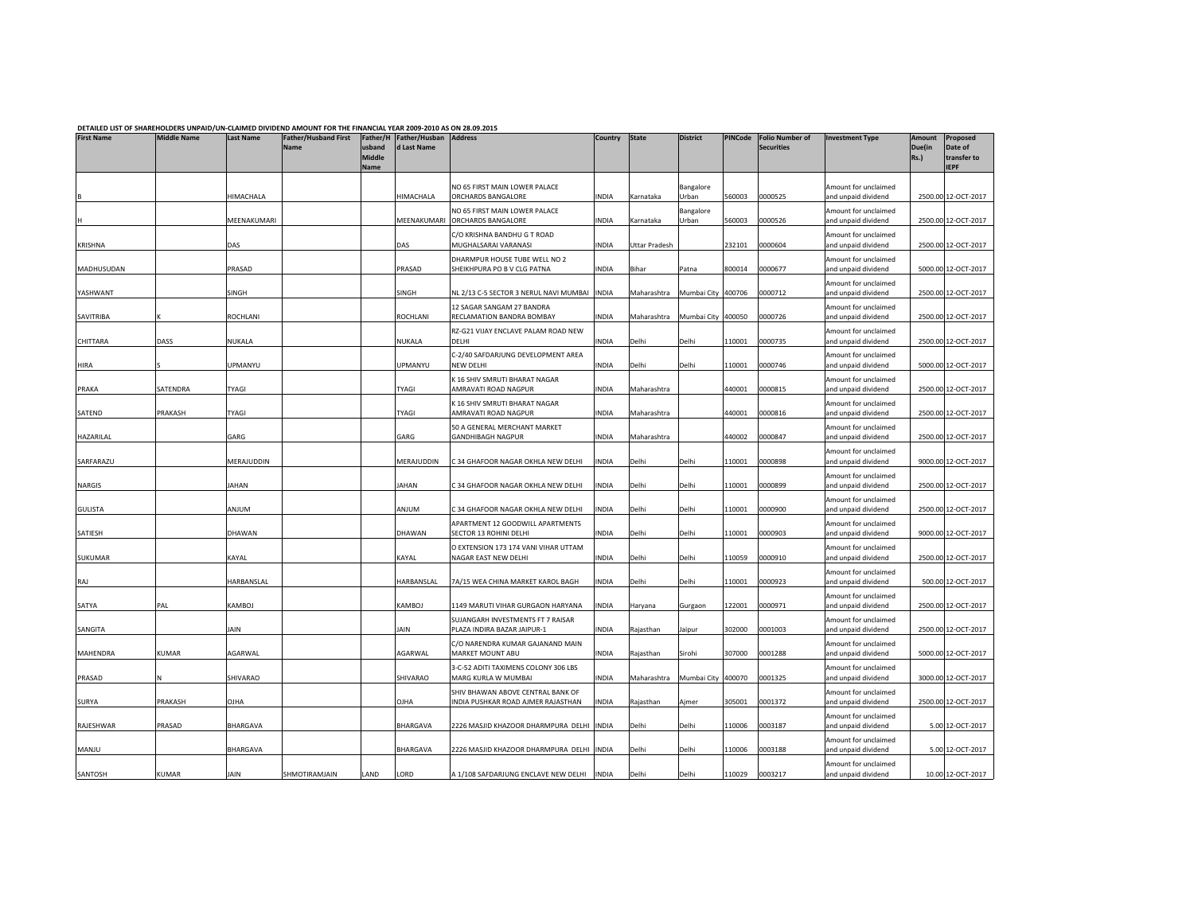DETAILED LIST OF SHAREHOLDERS UNPAID/UN-CLAIMED DIVIDEND AMOUNT FOR THE FINANCIAL YEAR 2009-2010 AS ON 28.09.2015

| First Name | Middle Name | Last Name | Father/Husband First Name | Father/Husband Middle Name | Father/Husband Last Name | Address | Country | State | District | PINCode | Folio Number of Securities | Investment Type | Amount Due(in Rs.) | Proposed Date of transfer to IEPF |
|---|---|---|---|---|---|---|---|---|---|---|---|---|---|---|
| B | | HIMACHALA | | | HIMACHALA | NO 65 FIRST MAIN LOWER PALACE ORCHARDS BANGALORE | INDIA | Karnataka | Bangalore Urban | 560003 | 0000525 | Amount for unclaimed and unpaid dividend | 2500.00 | 12-OCT-2017 |
| H | | MEENAKUMARI | | | MEENAKUMARI | NO 65 FIRST MAIN LOWER PALACE ORCHARDS BANGALORE | INDIA | Karnataka | Bangalore Urban | 560003 | 0000526 | Amount for unclaimed and unpaid dividend | 2500.00 | 12-OCT-2017 |
| KRISHNA | | DAS | | | DAS | C/O KRISHNA BANDHU G T ROAD MUGHALSARAI VARANASI | INDIA | Uttar Pradesh | | 232101 | 0000604 | Amount for unclaimed and unpaid dividend | 2500.00 | 12-OCT-2017 |
| MADHUSUDAN | | PRASAD | | | PRASAD | DHARMPUR HOUSE TUBE WELL NO 2 SHEIKHPURA PO B V CLG PATNA | INDIA | Bihar | Patna | 800014 | 0000677 | Amount for unclaimed and unpaid dividend | 5000.00 | 12-OCT-2017 |
| YASHWANT | | SINGH | | | SINGH | NL 2/13 C-5 SECTOR 3 NERUL NAVI MUMBAI | INDIA | Maharashtra | Mumbai City | 400706 | 0000712 | Amount for unclaimed and unpaid dividend | 2500.00 | 12-OCT-2017 |
| SAVITRIBA | K | ROCHLANI | | | ROCHLANI | 12 SAGAR SANGAM 27 BANDRA RECLAMATION BANDRA BOMBAY | INDIA | Maharashtra | Mumbai City | 400050 | 0000726 | Amount for unclaimed and unpaid dividend | 2500.00 | 12-OCT-2017 |
| CHITTARA | DASS | NUKALA | | | NUKALA | RZ-G21 VIJAY ENCLAVE PALAM ROAD NEW DELHI | INDIA | Delhi | Delhi | 110001 | 0000735 | Amount for unclaimed and unpaid dividend | 2500.00 | 12-OCT-2017 |
| HIRA | S | UPMANYU | | | UPMANYU | C-2/40 SAFDARJUNG DEVELOPMENT AREA NEW DELHI | INDIA | Delhi | Delhi | 110001 | 0000746 | Amount for unclaimed and unpaid dividend | 5000.00 | 12-OCT-2017 |
| PRAKA | SATENDRA | TYAGI | | | TYAGI | K 16 SHIV SMRUTI BHARAT NAGAR AMRAVATI ROAD NAGPUR | INDIA | Maharashtra | | 440001 | 0000815 | Amount for unclaimed and unpaid dividend | 2500.00 | 12-OCT-2017 |
| SATEND | PRAKASH | TYAGI | | | TYAGI | K 16 SHIV SMRUTI BHARAT NAGAR AMRAVATI ROAD NAGPUR | INDIA | Maharashtra | | 440001 | 0000816 | Amount for unclaimed and unpaid dividend | 2500.00 | 12-OCT-2017 |
| HAZARILAL | | GARG | | | GARG | 50 A GENERAL MERCHANT MARKET GANDHIBAGH NAGPUR | INDIA | Maharashtra | | 440002 | 0000847 | Amount for unclaimed and unpaid dividend | 2500.00 | 12-OCT-2017 |
| SARFARAZU | | MERAJUDDIN | | | MERAJUDDIN | C 34 GHAFOOR NAGAR OKHLA NEW DELHI | INDIA | Delhi | Delhi | 110001 | 0000898 | Amount for unclaimed and unpaid dividend | 9000.00 | 12-OCT-2017 |
| NARGIS | | JAHAN | | | JAHAN | C 34 GHAFOOR NAGAR OKHLA NEW DELHI | INDIA | Delhi | Delhi | 110001 | 0000899 | Amount for unclaimed and unpaid dividend | 2500.00 | 12-OCT-2017 |
| GULISTA | | ANJUM | | | ANJUM | C 34 GHAFOOR NAGAR OKHLA NEW DELHI | INDIA | Delhi | Delhi | 110001 | 0000900 | Amount for unclaimed and unpaid dividend | 2500.00 | 12-OCT-2017 |
| SATIESH | | DHAWAN | | | DHAWAN | APARTMENT 12 GOODWILL APARTMENTS SECTOR 13 ROHINI DELHI | INDIA | Delhi | Delhi | 110001 | 0000903 | Amount for unclaimed and unpaid dividend | 9000.00 | 12-OCT-2017 |
| SUKUMAR | | KAYAL | | | KAYAL | O EXTENSION 173 174 VANI VIHAR UTTAM NAGAR EAST NEW DELHI | INDIA | Delhi | Delhi | 110059 | 0000910 | Amount for unclaimed and unpaid dividend | 2500.00 | 12-OCT-2017 |
| RAJ | | HARBANSLAL | | | HARBANSLAL | 7A/15 WEA CHINA MARKET KAROL BAGH | INDIA | Delhi | Delhi | 110001 | 0000923 | Amount for unclaimed and unpaid dividend | 500.00 | 12-OCT-2017 |
| SATYA | PAL | KAMBOJ | | | KAMBOJ | 1149 MARUTI VIHAR GURGAON HARYANA | INDIA | Haryana | Gurgaon | 122001 | 0000971 | Amount for unclaimed and unpaid dividend | 2500.00 | 12-OCT-2017 |
| SANGITA | | JAIN | | | JAIN | SUJANGARH INVESTMENTS FT 7 RAISAR PLAZA INDIRA BAZAR JAIPUR-1 | INDIA | Rajasthan | Jaipur | 302000 | 0001003 | Amount for unclaimed and unpaid dividend | 2500.00 | 12-OCT-2017 |
| MAHENDRA | KUMAR | AGARWAL | | | AGARWAL | C/O NARENDRA KUMAR GAJANAND MAIN MARKET MOUNT ABU | INDIA | Rajasthan | Sirohi | 307000 | 0001288 | Amount for unclaimed and unpaid dividend | 5000.00 | 12-OCT-2017 |
| PRASAD | N | SHIVARAO | | | SHIVARAO | 3-C-52 ADITI TAXIMENS COLONY 306 LBS MARG KURLA W MUMBAI | INDIA | Maharashtra | Mumbai City | 400070 | 0001325 | Amount for unclaimed and unpaid dividend | 3000.00 | 12-OCT-2017 |
| SURYA | PRAKASH | OJHA | | | OJHA | SHIV BHAWAN ABOVE CENTRAL BANK OF INDIA PUSHKAR ROAD AJMER RAJASTHAN | INDIA | Rajasthan | Ajmer | 305001 | 0001372 | Amount for unclaimed and unpaid dividend | 2500.00 | 12-OCT-2017 |
| RAJESHWAR | PRASAD | BHARGAVA | | | BHARGAVA | 2226 MASJID KHAZOOR DHARMPURA DELHI | INDIA | Delhi | Delhi | 110006 | 0003187 | Amount for unclaimed and unpaid dividend | 5.00 | 12-OCT-2017 |
| MANJU | | BHARGAVA | | | BHARGAVA | 2226 MASJID KHAZOOR DHARMPURA DELHI | INDIA | Delhi | Delhi | 110006 | 0003188 | Amount for unclaimed and unpaid dividend | 5.00 | 12-OCT-2017 |
| SANTOSH | KUMAR | JAIN | SHMOTIRAMJAIN | LAND | LORD | A 1/108 SAFDARJUNG ENCLAVE NEW DELHI | INDIA | Delhi | Delhi | 110029 | 0003217 | Amount for unclaimed and unpaid dividend | 10.00 | 12-OCT-2017 |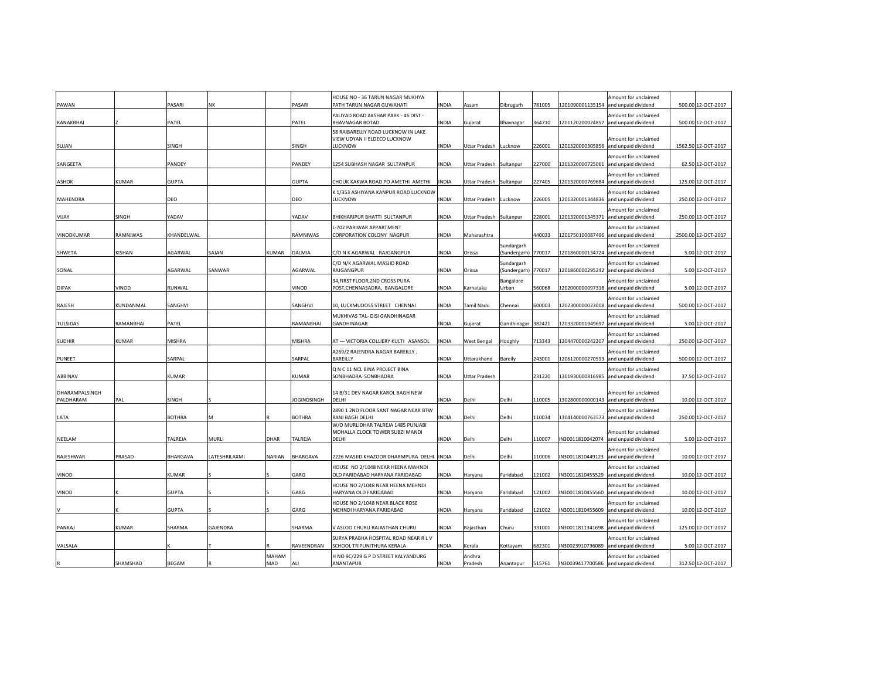| PAWAN | | PASARI | NK | | PASARI | HOUSE NO - 36 TARUN NAGAR MUKHYA PATH TARUN NAGAR GUWAHATI | INDIA | Assam | Dibrugarh | 781005 | 1201090001135154 | Amount for unclaimed and unpaid dividend | 500.00 | 12-OCT-2017 |
|---|---|---|---|---|---|---|---|---|---|---|---|---|---|---|
| KANAKBHAI | Z | PATEL | | | PATEL | PALIYAD ROAD AKSHAR PARK - 46 DIST - BHAVNAGAR BOTAD | INDIA | Gujarat | Bhavnagar | 364710 | 1201120200024857 | Amount for unclaimed and unpaid dividend | 500.00 | 12-OCT-2017 |
| SUJAN | | SINGH | | | SINGH | 58 RAIBAREIJY ROAD LUCKNOW IN LAKE VIEW UDYAN II ELDECO LUCKNOW LUCKNOW | INDIA | Uttar Pradesh | Lucknow | 226001 | 1201320000305856 | Amount for unclaimed and unpaid dividend | 1562.50 | 12-OCT-2017 |
| SANGEETA | | PANDEY | | | PANDEY | 1254 SUBHASH NAGAR SULTANPUR | INDIA | Uttar Pradesh | Sultanpur | 227000 | 1201320000725061 | Amount for unclaimed and unpaid dividend | 62.50 | 12-OCT-2017 |
| ASHOK | KUMAR | GUPTA | | | GUPTA | CHOUK KAKWA ROAD PO AMETHI AMETHI | INDIA | Uttar Pradesh | Sultanpur | 227405 | 1201320000769684 | Amount for unclaimed and unpaid dividend | 125.00 | 12-OCT-2017 |
| MAHENDRA | | DEO | | | DEO | K 1/353 ASHIYANA KANPUR ROAD LUCKNOW LUCKNOW | INDIA | Uttar Pradesh | Lucknow | 226005 | 1201320001344836 | Amount for unclaimed and unpaid dividend | 250.00 | 12-OCT-2017 |
| VIJAY | SINGH | YADAV | | | YADAV | BHIKHARIPUR BHATTI SULTANPUR | INDIA | Uttar Pradesh | Sultanpur | 228001 | 1201320001345371 | Amount for unclaimed and unpaid dividend | 250.00 | 12-OCT-2017 |
| VINODKUMAR | RAMNIWAS | KHANDELWAL | | | RAMNIWAS | L-702 PARIWAR APPARTMENT CORPORATION COLONY NAGPUR | INDIA | Maharashtra | | 440033 | 1201750100087496 | Amount for unclaimed and unpaid dividend | 2500.00 | 12-OCT-2017 |
| SHWETA | KISHAN | AGARWAL | SAJAN | KUMAR | DALMIA | C/O N K AGARWAL RAJGANGPUR | INDIA | Orissa | Sundargarh (Sundergarh) | 770017 | 1201860000134724 | Amount for unclaimed and unpaid dividend | 5.00 | 12-OCT-2017 |
| SONAL | | AGARWAL | SANWAR | | AGARWAL | C/O N/K AGARWAL MASJID ROAD RAJGANGPUR | INDIA | Orissa | Sundargarh (Sundergarh) | 770017 | 1201860000295242 | Amount for unclaimed and unpaid dividend | 5.00 | 12-OCT-2017 |
| DIPAK | VINOD | RUNWAL | | | VINOD | 34,FIRST FLOOR,2ND CROSS PURA POST,CHENNASADRA, BANGALORE | INDIA | Karnataka | Bangalore Urban | 560068 | 1202000000097318 | Amount for unclaimed and unpaid dividend | 5.00 | 12-OCT-2017 |
| RAJESH | KUNDANMAL | SANGHVI | | | SANGHVI | 10, LUCKMUDOSS STREET CHENNAI | INDIA | Tamil Nadu | Chennai | 600003 | 1202300000023008 | Amount for unclaimed and unpaid dividend | 500.00 | 12-OCT-2017 |
| TULSIDAS | RAMANBHAI | PATEL | | | RAMANBHAI | MUKHIVAS TAL- DISI GANDHINAGAR GANDHINAGAR | INDIA | Gujarat | Gandhinagar | 382421 | 1203320001949697 | Amount for unclaimed and unpaid dividend | 5.00 | 12-OCT-2017 |
| SUDHIR | KUMAR | MISHRA | | | MISHRA | AT --- VICTORIA COLLIERY KULTI ASANSOL | INDIA | West Bengal | Hooghly | 713343 | 1204470000242207 | Amount for unclaimed and unpaid dividend | 250.00 | 12-OCT-2017 |
| PUNEET | | SARPAL | | | SARPAL | A269/2 RAJENDRA NAGAR BAREILLY . BAREILLY | INDIA | Uttarakhand | Bareilly | 243001 | 1206120000270593 | Amount for unclaimed and unpaid dividend | 500.00 | 12-OCT-2017 |
| ABBINAV | | KUMAR | | | KUMAR | Q N C 11 NCL BINA PROJECT BINA SONBHADRA SONBHADRA | INDIA | Uttar Pradesh | | 231220 | 1301930000816985 | Amount for unclaimed and unpaid dividend | 37.50 | 12-OCT-2017 |
| DHARAMPALSINGH PALDHARAM | PAL | SINGH | S | | JOGINDSINGH | 14 B/31 DEV NAGAR KAROL BAGH NEW DELHI | INDIA | Delhi | Delhi | 110005 | 1302800000000143 | Amount for unclaimed and unpaid dividend | 10.00 | 12-OCT-2017 |
| LATA | | BOTHRA | M | R | BOTHRA | 2890 1 2ND FLOOR SANT NAGAR NEAR BTW RANI BAGH DELHI | INDIA | Delhi | Delhi | 110034 | 1304140000763573 | Amount for unclaimed and unpaid dividend | 250.00 | 12-OCT-2017 |
| NEELAM | | TALREJA | MURLI | DHAR | TALREJA | W/O MURLIDHAR TALREJA 1485 PUNJABI MOHALLA CLOCK TOWER SUBZI MANDI DELHI | INDIA | Delhi | Delhi | 110007 | IN30011810042074 | Amount for unclaimed and unpaid dividend | 5.00 | 12-OCT-2017 |
| RAJESHWAR | PRASAD | BHARGAVA | LATESHRILAXMI | NARIAN | BHARGAVA | 2226 MASJID KHAZOOR DHARMPURA DELHI | INDIA | Delhi | Delhi | 110006 | IN30011810449123 | Amount for unclaimed and unpaid dividend | 10.00 | 12-OCT-2017 |
| VINOD | | KUMAR | S | S | GARG | HOUSE NO 2/1048 NEAR HEENA MAHNDI OLD FARIDABAD HARYANA FARIDABAD | INDIA | Haryana | Faridabad | 121002 | IN30011810455529 | Amount for unclaimed and unpaid dividend | 10.00 | 12-OCT-2017 |
| VINOD | K | GUPTA | S | S | GARG | HOUSE NO 2/1048 NEAR HEENA MEHNDI HARYANA OLD FARIDABAD | INDIA | Haryana | Faridabad | 121002 | IN30011810455560 | Amount for unclaimed and unpaid dividend | 10.00 | 12-OCT-2017 |
| V | K | GUPTA | S | S | GARG | HOUSE NO 2/1048 NEAR BLACK ROSE MEHNDI HARYANA FARIDABAD | INDIA | Haryana | Faridabad | 121002 | IN30011810455609 | Amount for unclaimed and unpaid dividend | 10.00 | 12-OCT-2017 |
| PANKAJ | KUMAR | SHARMA | GAJENDRA | | SHARMA | V ASLOO CHURU RAJASTHAN CHURU | INDIA | Rajasthan | Churu | 331001 | IN30011811341698 | Amount for unclaimed and unpaid dividend | 125.00 | 12-OCT-2017 |
| VALSALA | | K | T | R | RAVEENDRAN | SURYA PRABHA HOSPITAL ROAD NEAR R L V SCHOOL TRIPUNITHURA KERALA | INDIA | Kerala | Kottayam | 682301 | IN30023910736089 | Amount for unclaimed and unpaid dividend | 5.00 | 12-OCT-2017 |
| R | SHAMSHAD | BEGAM | R | MAHAM MAD | ALI | H NO 9C/229 G P D STREET KALYANDURG ANANTAPUR | INDIA | Andhra Pradesh | Anantapur | 515761 | IN30039417700586 | Amount for unclaimed and unpaid dividend | 312.50 | 12-OCT-2017 |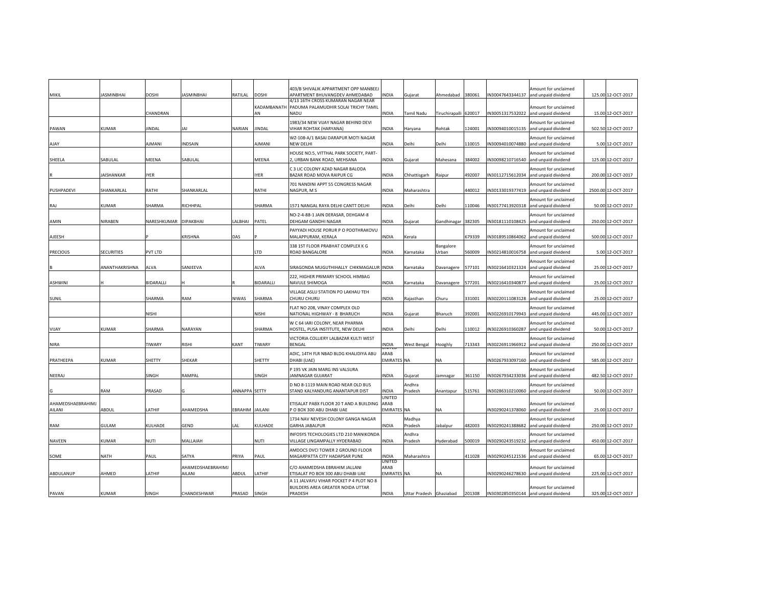| MIKIL | JASMINBHAI | DOSHI | JASMINBHAI | RATILAL | DOSHI | 403/B SHIVALIK APPARTMENT OPP MANBEEJ APARTMENT BHUVANGDEV AHMEDABAD | INDIA | Gujarat | Ahmedabad | 380061 | IN30047643344137 | Amount for unclaimed and unpaid dividend | 125.00 | 12-OCT-2017 |
|---|---|---|---|---|---|---|---|---|---|---|---|---|---|---|
| | | CHANDRAN | | | KADAMBANATHAN | 4/13 16TH CROSS KUMARAN NAGAR NEAR PADUMA PALAMUDHIR SOLAI TRICHY TAMIL NADU | INDIA | Tamil Nadu | Tiruchirapalli | 620017 | IN30051317532022 | Amount for unclaimed and unpaid dividend | 15.00 | 12-OCT-2017 |
| PAWAN | KUMAR | JINDAL | JAI | NARIAN | JINDAL | 1983/34 NEW VIJAY NAGAR BEHIND DEVI VIHAR ROHTAK (HARYANA) | INDIA | Haryana | Rohtak | 124001 | IN30094010015135 | Amount for unclaimed and unpaid dividend | 502.50 | 12-OCT-2017 |
| AJAY | | AJMANI | INDSAIN | | AJMANI | WZ-108-A/1 BASAI DARAPUR MOTI NAGAR NEW DELHI | INDIA | Delhi | Delhi | 110015 | IN30094010074880 | Amount for unclaimed and unpaid dividend | 5.00 | 12-OCT-2017 |
| SHEELA | SABULAL | MEENA | SABULAL | | MEENA | HOUSE NO.5, VITTHAL PARK SOCIETY, PART-2, URBAN BANK ROAD, MEHSANA | INDIA | Gujarat | Mahesana | 384002 | IN30098210716540 | Amount for unclaimed and unpaid dividend | 125.00 | 12-OCT-2017 |
| R | JAISHANKAR | IYER | | | IYER | C 3 LIC COLONY AZAD NAGAR BALODA BAZAR ROAD MOVA RAIPUR CG | INDIA | Chhattisgarh | Raipur | 492007 | IN30112715612034 | Amount for unclaimed and unpaid dividend | 200.00 | 12-OCT-2017 |
| PUSHPADEVI | SHANKARLAL | RATHI | SHANKARLAL | | RATHI | 701 NANDINI APPT 55 CONGRESS NAGAR NAGPUR, M S | INDIA | Maharashtra | | 440012 | IN30133019377419 | Amount for unclaimed and unpaid dividend | 2500.00 | 12-OCT-2017 |
| RAJ | KUMAR | SHARMA | RICHHPAL | | SHARMA | 1571 NANGAL RAYA DELHI CANTT DELHI | INDIA | Delhi | Delhi | 110046 | IN30177413920318 | Amount for unclaimed and unpaid dividend | 50.00 | 12-OCT-2017 |
| AMIN | NIRABEN | NARESHKUMAR | DIPAKBHAI | LALBHAI | PATEL | NO-2-4-88-1 JAIN DERASAR, DEHGAM-8 DEHGAM GANDHI NAGAR | INDIA | Gujarat | Gandhinagar | 382305 | IN30181110108425 | Amount for unclaimed and unpaid dividend | 250.00 | 12-OCT-2017 |
| AJEESH | | P | KRISHNA | DAS | P | PAYYADI HOUSE PORUR P O POOTHRAKOVU MALAPPURAM, KERALA | INDIA | Kerala | | 679339 | IN30189510864062 | Amount for unclaimed and unpaid dividend | 500.00 | 12-OCT-2017 |
| PRECIOUS | SECURITIES | PVT LTD | | | LTD | 338 1ST FLOOR PRABHAT COMPLEX K G ROAD BANGALORE | INDIA | Karnataka | Bangalore Urban | 560009 | IN30214810016758 | Amount for unclaimed and unpaid dividend | 5.00 | 12-OCT-2017 |
| B | ANANTHAKRISHNA | ALVA | SANJEEVA | | ALVA | SIRAGONDA MUGUTHIHALLY CHIKMAGALUR | INDIA | Karnataka | Davanagere | 577101 | IN30216410321324 | Amount for unclaimed and unpaid dividend | 25.00 | 12-OCT-2017 |
| ASHWINI | H | BIDARALLI | H | R | BIDARALLI | 222, HIGHER PRIMARY SCHOOL HIMBAG NAVULE SHIMOGA | INDIA | Karnataka | Davanagere | 577201 | IN30216410340877 | Amount for unclaimed and unpaid dividend | 25.00 | 12-OCT-2017 |
| SUNIL | | SHARMA | RAM | NIWAS | SHARMA | VILLAGE ASLU STATION PO LAKHAU TEH CHURU CHURU | INDIA | Rajasthan | Churu | 331001 | IN30220111083128 | Amount for unclaimed and unpaid dividend | 25.00 | 12-OCT-2017 |
| | | NISHI | | | NISHI | FLAT NO 208, VINAY COMPLEX OLD NATIONAL HIGHWAY - 8 BHARUCH | INDIA | Gujarat | Bharuch | 392001 | IN30226910179943 | Amount for unclaimed and unpaid dividend | 445.00 | 12-OCT-2017 |
| VIJAY | KUMAR | SHARMA | NARAYAN | | SHARMA | W C 64 IARI COLONY, NEAR PHARMA HOSTEL, PUSA INSTITUTE, NEW DELHI | INDIA | Delhi | Delhi | 110012 | IN30226910360287 | Amount for unclaimed and unpaid dividend | 50.00 | 12-OCT-2017 |
| NIRA | | TIWARY | RISHI | KANT | TIWARY | VICTORIA COLLIERY LALBAZAR KULTI WEST BENGAL | INDIA | West Bengal | Hooghly | 713343 | IN30226911966912 | Amount for unclaimed and unpaid dividend | 250.00 | 12-OCT-2017 |
| PRATHEEPA | KUMAR | SHETTY | SHEKAR | | SHETTY | ADIC, 14TH FLR NBAD BLDG KHALIDIYA ABU DHABI (UAE) | UNITED ARAB EMIRATES | NA | NA | | IN30267933097160 | Amount for unclaimed and unpaid dividend | 585.00 | 12-OCT-2017 |
| NEERAJ | | SINGH | RAMPAL | | SINGH | P 195 VK JAIN MARG INS VALSURA JAMNAGAR GUJARAT | INDIA | Gujarat | Jamnagar | 361150 | IN30267934233036 | Amount for unclaimed and unpaid dividend | 482.50 | 12-OCT-2017 |
| G | RAM | PRASAD | G | ANNAPPA | SETTY | D NO 8-1119 MAIN ROAD NEAR OLD BUS STAND KALYANDURG ANANTAPUR DIST | INDIA | Andhra Pradesh | Anantapur | 515761 | IN30286310210060 | Amount for unclaimed and unpaid dividend | 50.00 | 12-OCT-2017 |
| AHAMEDSHAEBRAHIMJ AILANI | ABDUL | LATHIF | AHAMEDSHA | EBRAHIM | JAILANI | ETISALAT PABX FLOOR 20 T AND A BUILDING P O BOX 300 ABU DHABI UAE | UNITED ARAB EMIRATES | NA | NA | | IN30290241378060 | Amount for unclaimed and unpaid dividend | 25.00 | 12-OCT-2017 |
| RAM | GULAM | KULHADE | GEND | LAL | KULHADE | 1734 NAV NEVESH COLONY GANGA NAGAR GARHA JABALPUR | INDIA | Madhya Pradesh | Jabalpur | 482003 | IN30290241388682 | Amount for unclaimed and unpaid dividend | 250.00 | 12-OCT-2017 |
| NAVEEN | KUMAR | NUTI | MALLAIAH | | NUTI | INFOSYS TECHOLOGIES LTD 210 MANIKONDA VILLAGE LINGAMPALLY HYDERABAD | INDIA | Andhra Pradesh | Hyderabad | 500019 | IN30290243519232 | Amount for unclaimed and unpaid dividend | 450.00 | 12-OCT-2017 |
| SOME | NATH | PAUL | SATYA | PRIYA | PAUL | AMDOCS DVCI TOWER 2 GROUND FLOOR MAGARPATTA CITY HADAPSAR PUNE | INDIA | Maharashtra | | 411028 | IN30290245121536 | Amount for unclaimed and unpaid dividend | 65.00 | 12-OCT-2017 |
| ABDULANUP | AHMED | LATHIF | AHAMEDSHAEBRAHIMJ AILANI | ABDUL | LATHIF | C/O AHAMEDSHA EBRAHIM JALLANI ETISALAT PO BOX 300 ABU DHABI UAE | UNITED ARAB EMIRATES | NA | NA | | IN30290246278630 | Amount for unclaimed and unpaid dividend | 225.00 | 12-OCT-2017 |
| PAVAN | KUMAR | SINGH | CHANDESHWAR | PRASAD | SINGH | A 11 JALVAYU VIHAR POCKET P 4 PLOT NO 8 BUILDERS AREA GREATER NOIDA UTTAR PRADESH | INDIA | Uttar Pradesh | Ghaziabad | 201308 | IN30302850350144 | Amount for unclaimed and unpaid dividend | 325.00 | 12-OCT-2017 |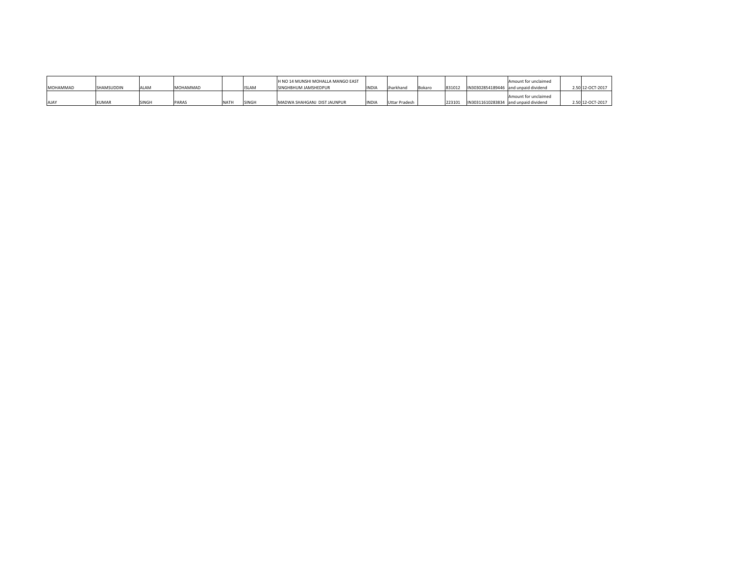| | | | | | | | | | | | | | | |
|---|---|---|---|---|---|---|---|---|---|---|---|---|---|---|
| MOHAMMAD | SHAMSUDDIN | ALAM | MOHAMMAD | | ISLAM | H NO 14 MUNSHI MOHALLA MANGO EAST SINGHBHUM JAMSHEDPUR | INDIA | Jharkhand | Bokaro | 831012 | IN30302854189446 | Amount for unclaimed and unpaid dividend | 2.50 | 12-OCT-2017 |
| AJAY | KUMAR | SINGH | PARAS | NATH | SINGH | MADWA SHAHGANJ DIST JAUNPUR | INDIA | Uttar Pradesh | | 223101 | IN30311610283834 | Amount for unclaimed and unpaid dividend | 2.50 | 12-OCT-2017 |